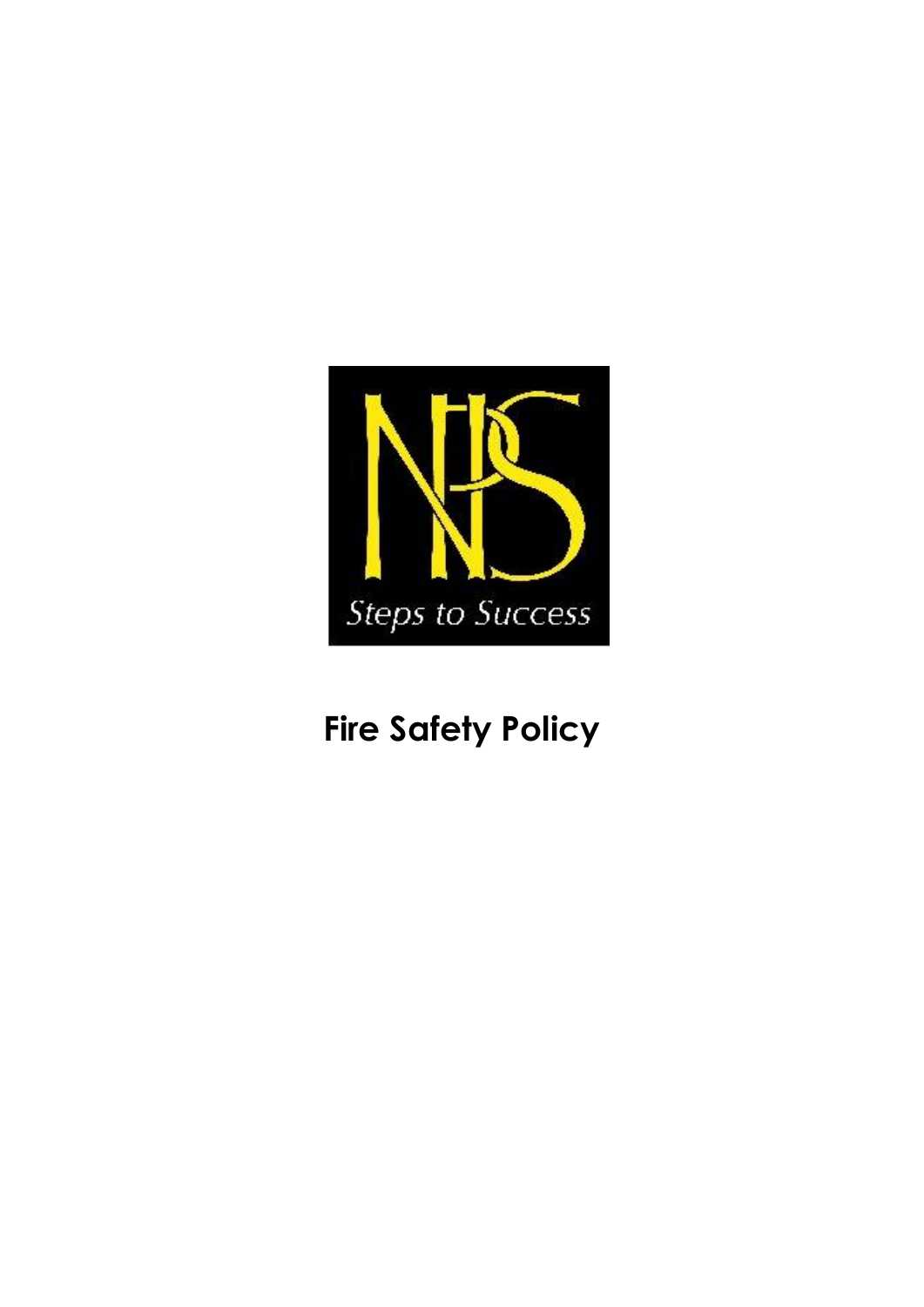Steps to Success

# Fire Safety Policy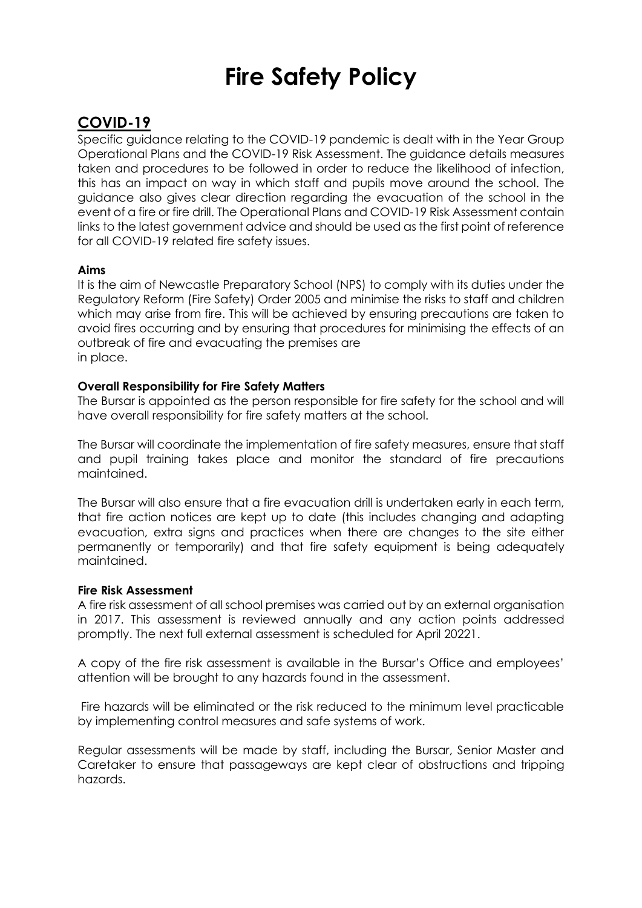# Fire Safety Policy

## COVID-19

Specific guidance relating to the COVID-19 pandemic is dealt with in the Year Group Operational Plans and the COVID-19 Risk Assessment. The guidance details measures taken and procedures to be followed in order to reduce the likelihood of infection, this has an impact on way in which staff and pupils move around the school. The guidance also gives clear direction regarding the evacuation of the school in the event of a fire or fire drill. The Operational Plans and COVID-19 Risk Assessment contain links to the latest government advice and should be used as the first point of reference for all COVID-19 related fire safety issues.

**Aims**

It is the aim of Newcastle Preparatory School (NPS) to comply with its duties under the Regulatory Reform (Fire Safety) Order 2005 and minimise the risks to staff and children which may arise from fire. This will be achieved by ensuring precautions are taken to avoid fires occurring and by ensuring that procedures for minimising the effects of an outbreak of fire and evacuating the premises are in place.

**Overall Responsibility for Fire Safety Matters**

The Bursar is appointed as the person responsible for fire safety for the school and will have overall responsibility for fire safety matters at the school.

The Bursar will coordinate the implementation of fire safety measures, ensure that staff and pupil training takes place and monitor the standard of fire precautions maintained.

The Bursar will also ensure that a fire evacuation drill is undertaken early in each term, that fire action notices are kept up to date (this includes changing and adapting evacuation, extra signs and practices when there are changes to the site either permanently or temporarily) and that fire safety equipment is being adequately maintained.

**Fire Risk Assessment**

A fire risk assessment of all school premises was carried out by an external organisation in 2017. This assessment is reviewed annually and any action points addressed promptly. The next full external assessment is scheduled for April 20221.

A copy of the fire risk assessment is available in the Bursar's Office and employees' attention will be brought to any hazards found in the assessment.

Fire hazards will be eliminated or the risk reduced to the minimum level practicable by implementing control measures and safe systems of work.

Regular assessments will be made by staff, including the Bursar, Senior Master and Caretaker to ensure that passageways are kept clear of obstructions and tripping hazards.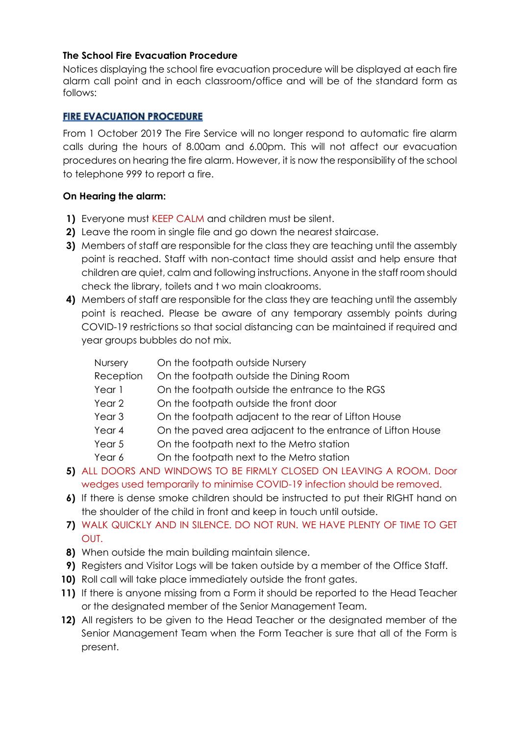**The School Fire Evacuation Procedure**

Notices displaying the school fire evacuation procedure will be displayed at each fire alarm call point and in each classroom/office and will be of the standard form as follows:

## FIRE EVACUATION PROCEDURE

From 1 October 2019 The Fire Service will no longer respond to automatic fire alarm calls during the hours of 8.00am and 6.00pm. This will not affect our evacuation procedures on hearing the fire alarm. However, it is now the responsibility of the school to telephone 999 to report a fire.

**On Hearing the alarm:**

1) Everyone must KEEP CALM and children must be silent.
2) Leave the room in single file and go down the nearest staircase.
3) Members of staff are responsible for the class they are teaching until the assembly point is reached. Staff with non-contact time should assist and help ensure that children are quiet, calm and following instructions. Anyone in the staff room should check the library, toilets and t wo main cloakrooms.
4) Members of staff are responsible for the class they are teaching until the assembly point is reached. Please be aware of any temporary assembly points during COVID-19 restrictions so that social distancing can be maintained if required and year groups bubbles do not mix.

| | |
|---|---|
| Nursery | On the footpath outside Nursery |
| Reception | On the footpath outside the Dining Room |
| Year 1 | On the footpath outside the entrance to the RGS |
| Year 2 | On the footpath outside the front door |
| Year 3 | On the footpath adjacent to the rear of Lifton House |
| Year 4 | On the paved area adjacent to the entrance of Lifton House |
| Year 5 | On the footpath next to the Metro station |
| Year 6 | On the footpath next to the Metro station |

5) ALL DOORS AND WINDOWS TO BE FIRMLY CLOSED ON LEAVING A ROOM. Door wedges used temporarily to minimise COVID-19 infection should be removed.
6) If there is dense smoke children should be instructed to put their RIGHT hand on the shoulder of the child in front and keep in touch until outside.
7) WALK QUICKLY AND IN SILENCE. DO NOT RUN. WE HAVE PLENTY OF TIME TO GET OUT.
8) When outside the main building maintain silence.
9) Registers and Visitor Logs will be taken outside by a member of the Office Staff.
10) Roll call will take place immediately outside the front gates.
11) If there is anyone missing from a Form it should be reported to the Head Teacher or the designated member of the Senior Management Team.
12) All registers to be given to the Head Teacher or the designated member of the Senior Management Team when the Form Teacher is sure that all of the Form is present.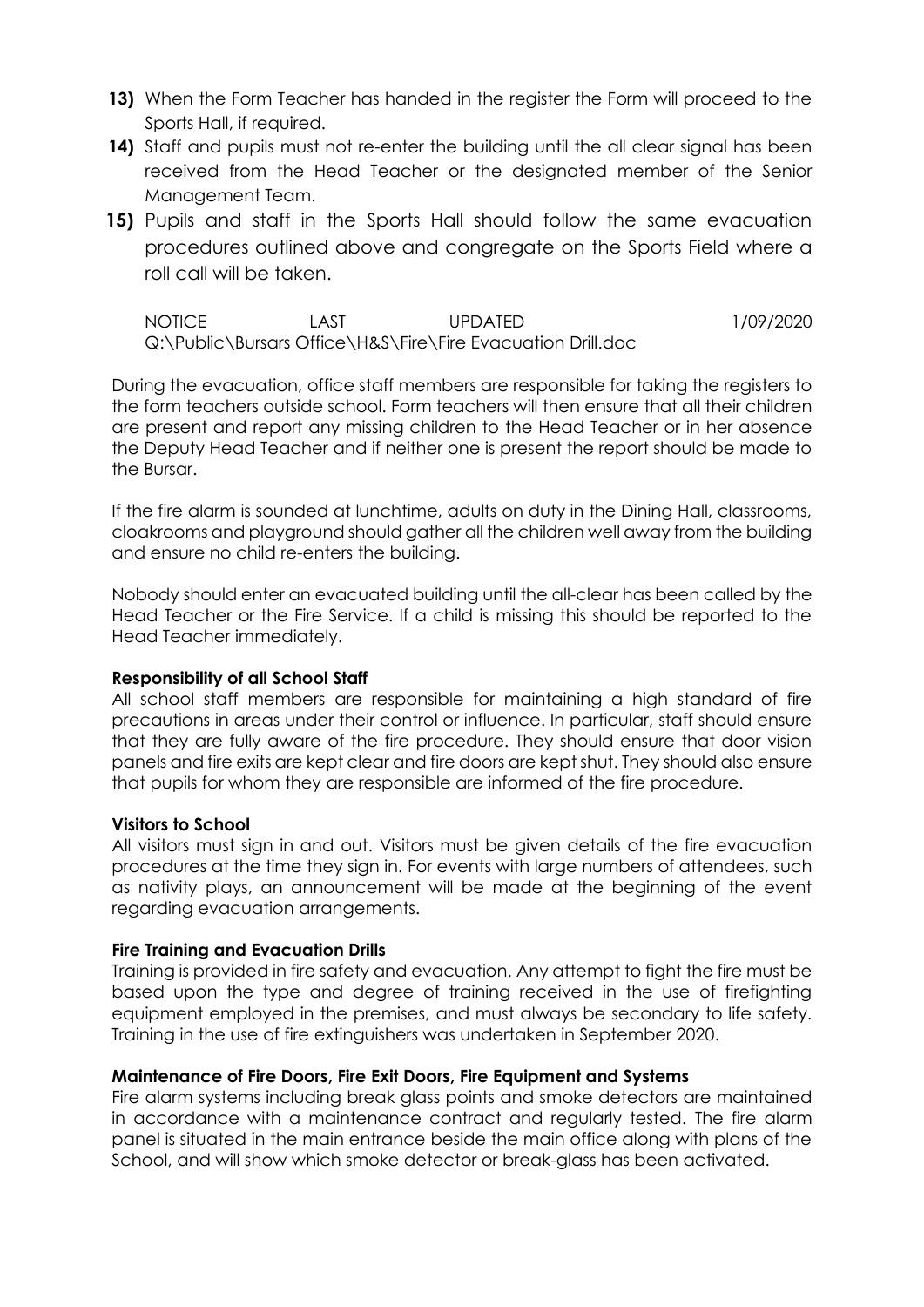13) When the Form Teacher has handed in the register the Form will proceed to the Sports Hall, if required.

14) Staff and pupils must not re-enter the building until the all clear signal has been received from the Head Teacher or the designated member of the Senior Management Team.

15) Pupils and staff in the Sports Hall should follow the same evacuation procedures outlined above and congregate on the Sports Field where a roll call will be taken.

NOTICE LAST UPDATED 1/09/2020
Q:\Public\Bursars Office\H&S\Fire\Fire Evacuation Drill.doc

During the evacuation, office staff members are responsible for taking the registers to the form teachers outside school. Form teachers will then ensure that all their children are present and report any missing children to the Head Teacher or in her absence the Deputy Head Teacher and if neither one is present the report should be made to the Bursar.

If the fire alarm is sounded at lunchtime, adults on duty in the Dining Hall, classrooms, cloakrooms and playground should gather all the children well away from the building and ensure no child re-enters the building.

Nobody should enter an evacuated building until the all-clear has been called by the Head Teacher or the Fire Service. If a child is missing this should be reported to the Head Teacher immediately.

**Responsibility of all School Staff**

All school staff members are responsible for maintaining a high standard of fire precautions in areas under their control or influence. In particular, staff should ensure that they are fully aware of the fire procedure. They should ensure that door vision panels and fire exits are kept clear and fire doors are kept shut. They should also ensure that pupils for whom they are responsible are informed of the fire procedure.

**Visitors to School**

All visitors must sign in and out. Visitors must be given details of the fire evacuation procedures at the time they sign in. For events with large numbers of attendees, such as nativity plays, an announcement will be made at the beginning of the event regarding evacuation arrangements.

**Fire Training and Evacuation Drills**

Training is provided in fire safety and evacuation. Any attempt to fight the fire must be based upon the type and degree of training received in the use of firefighting equipment employed in the premises, and must always be secondary to life safety. Training in the use of fire extinguishers was undertaken in September 2020.

**Maintenance of Fire Doors, Fire Exit Doors, Fire Equipment and Systems**

Fire alarm systems including break glass points and smoke detectors are maintained in accordance with a maintenance contract and regularly tested. The fire alarm panel is situated in the main entrance beside the main office along with plans of the School, and will show which smoke detector or break-glass has been activated.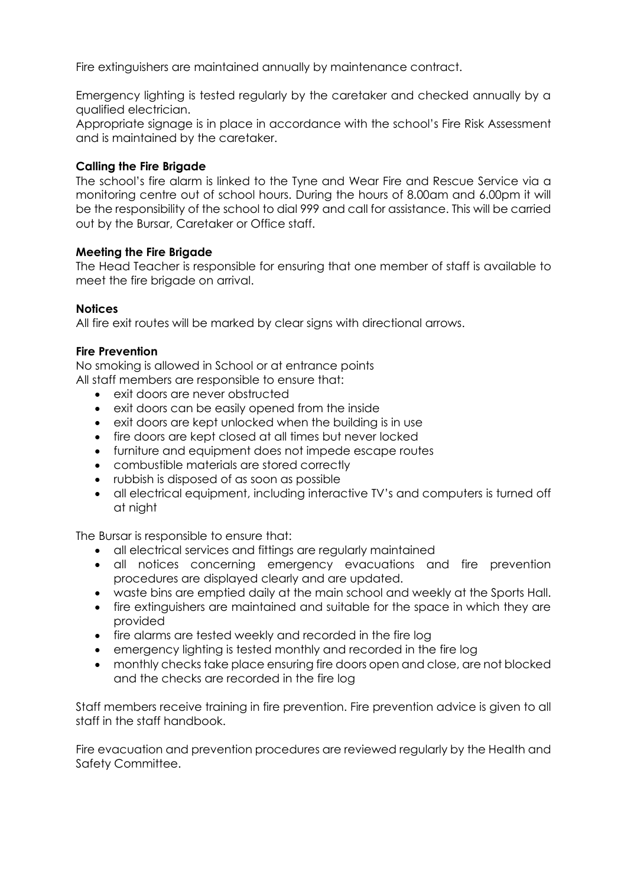Fire extinguishers are maintained annually by maintenance contract.

Emergency lighting is tested regularly by the caretaker and checked annually by a qualified electrician.
Appropriate signage is in place in accordance with the school's Fire Risk Assessment and is maintained by the caretaker.

**Calling the Fire Brigade**
The school's fire alarm is linked to the Tyne and Wear Fire and Rescue Service via a monitoring centre out of school hours. During the hours of 8.00am and 6.00pm it will be the responsibility of the school to dial 999 and call for assistance. This will be carried out by the Bursar, Caretaker or Office staff.

**Meeting the Fire Brigade**
The Head Teacher is responsible for ensuring that one member of staff is available to meet the fire brigade on arrival.

**Notices**
All fire exit routes will be marked by clear signs with directional arrows.

**Fire Prevention**
No smoking is allowed in School or at entrance points
All staff members are responsible to ensure that:

- exit doors are never obstructed
- exit doors can be easily opened from the inside
- exit doors are kept unlocked when the building is in use
- fire doors are kept closed at all times but never locked
- furniture and equipment does not impede escape routes
- combustible materials are stored correctly
- rubbish is disposed of as soon as possible
- all electrical equipment, including interactive TV's and computers is turned off at night

The Bursar is responsible to ensure that:

- all electrical services and fittings are regularly maintained
- all notices concerning emergency evacuations and fire prevention procedures are displayed clearly and are updated.
- waste bins are emptied daily at the main school and weekly at the Sports Hall.
- fire extinguishers are maintained and suitable for the space in which they are provided
- fire alarms are tested weekly and recorded in the fire log
- emergency lighting is tested monthly and recorded in the fire log
- monthly checks take place ensuring fire doors open and close, are not blocked and the checks are recorded in the fire log

Staff members receive training in fire prevention. Fire prevention advice is given to all staff in the staff handbook.

Fire evacuation and prevention procedures are reviewed regularly by the Health and Safety Committee.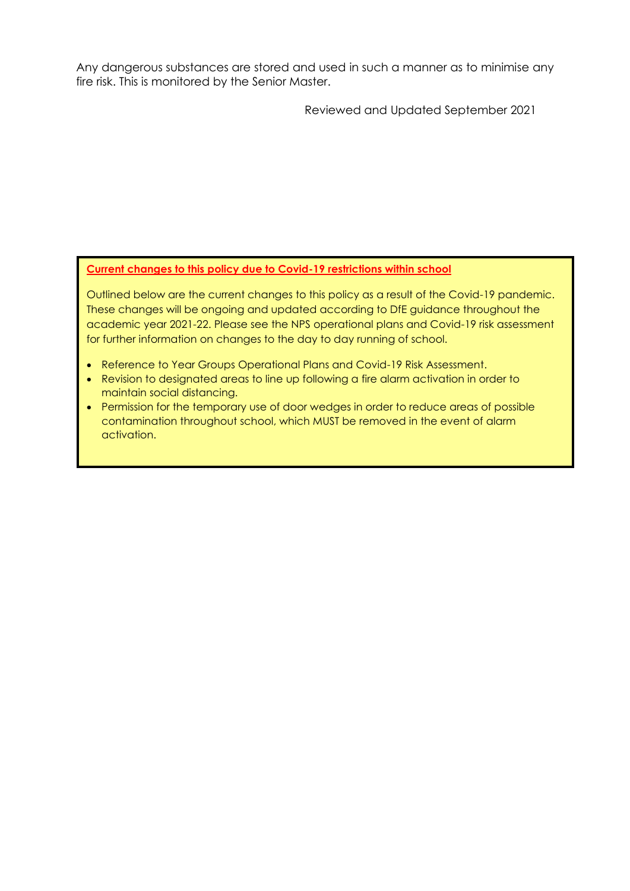Any dangerous substances are stored and used in such a manner as to minimise any fire risk. This is monitored by the Senior Master.

Reviewed and Updated September 2021

**Current changes to this policy due to Covid-19 restrictions within school**

Outlined below are the current changes to this policy as a result of the Covid-19 pandemic. These changes will be ongoing and updated according to DfE guidance throughout the academic year 2021-22. Please see the NPS operational plans and Covid-19 risk assessment for further information on changes to the day to day running of school.

- Reference to Year Groups Operational Plans and Covid-19 Risk Assessment.
- Revision to designated areas to line up following a fire alarm activation in order to maintain social distancing.
- Permission for the temporary use of door wedges in order to reduce areas of possible contamination throughout school, which MUST be removed in the event of alarm activation.